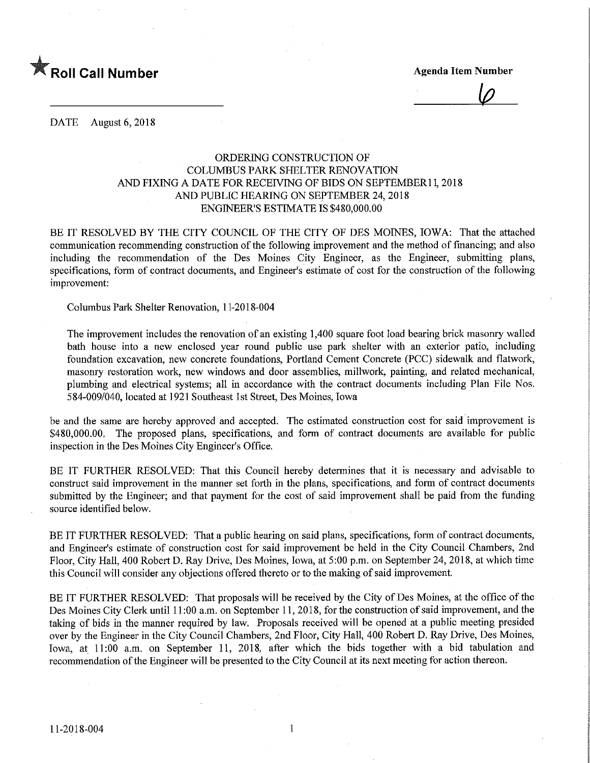★ **Roll Call Number**

**Agenda Item Number**

6

DATE August 6, 2018

ORDERING CONSTRUCTION OF
COLUMBUS PARK SHELTER RENOVATION
AND FIXING A DATE FOR RECEIVING OF BIDS ON SEPTEMBER11, 2018
AND PUBLIC HEARING ON SEPTEMBER 24, 2018
ENGINEER'S ESTIMATE IS $480,000.00

BE IT RESOLVED BY THE CITY COUNCIL OF THE CITY OF DES MOINES, IOWA: That the attached communication recommending construction of the following improvement and the method of financing; and also including the recommendation of the Des Moines City Engineer, as the Engineer, submitting plans, specifications, form of contract documents, and Engineer's estimate of cost for the construction of the following improvement:

Columbus Park Shelter Renovation, 11-2018-004

The improvement includes the renovation of an existing 1,400 square foot load bearing brick masonry walled bath house into a new enclosed year round public use park shelter with an exterior patio, including foundation excavation, new concrete foundations, Portland Cement Concrete (PCC) sidewalk and flatwork, masonry restoration work, new windows and door assemblies, millwork, painting, and related mechanical, plumbing and electrical systems; all in accordance with the contract documents including Plan File Nos. 584-009/040, located at 1921 Southeast 1st Street, Des Moines, Iowa

be and the same are hereby approved and accepted. The estimated construction cost for said improvement is $480,000.00. The proposed plans, specifications, and form of contract documents are available for public inspection in the Des Moines City Engineer's Office.

BE IT FURTHER RESOLVED: That this Council hereby determines that it is necessary and advisable to construct said improvement in the manner set forth in the plans, specifications, and form of contract documents submitted by the Engineer; and that payment for the cost of said improvement shall be paid from the funding source identified below.

BE IT FURTHER RESOLVED: That a public hearing on said plans, specifications, form of contract documents, and Engineer's estimate of construction cost for said improvement be held in the City Council Chambers, 2nd Floor, City Hall, 400 Robert D. Ray Drive, Des Moines, Iowa, at 5:00 p.m. on September 24, 2018, at which time this Council will consider any objections offered thereto or to the making of said improvement.

BE IT FURTHER RESOLVED: That proposals will be received by the City of Des Moines, at the office of the Des Moines City Clerk until 11:00 a.m. on September 11, 2018, for the construction of said improvement, and the taking of bids in the manner required by law. Proposals received will be opened at a public meeting presided over by the Engineer in the City Council Chambers, 2nd Floor, City Hall, 400 Robert D. Ray Drive, Des Moines, Iowa, at 11:00 a.m. on September 11, 2018, after which the bids together with a bid tabulation and recommendation of the Engineer will be presented to the City Council at its next meeting for action thereon.

11-2018-004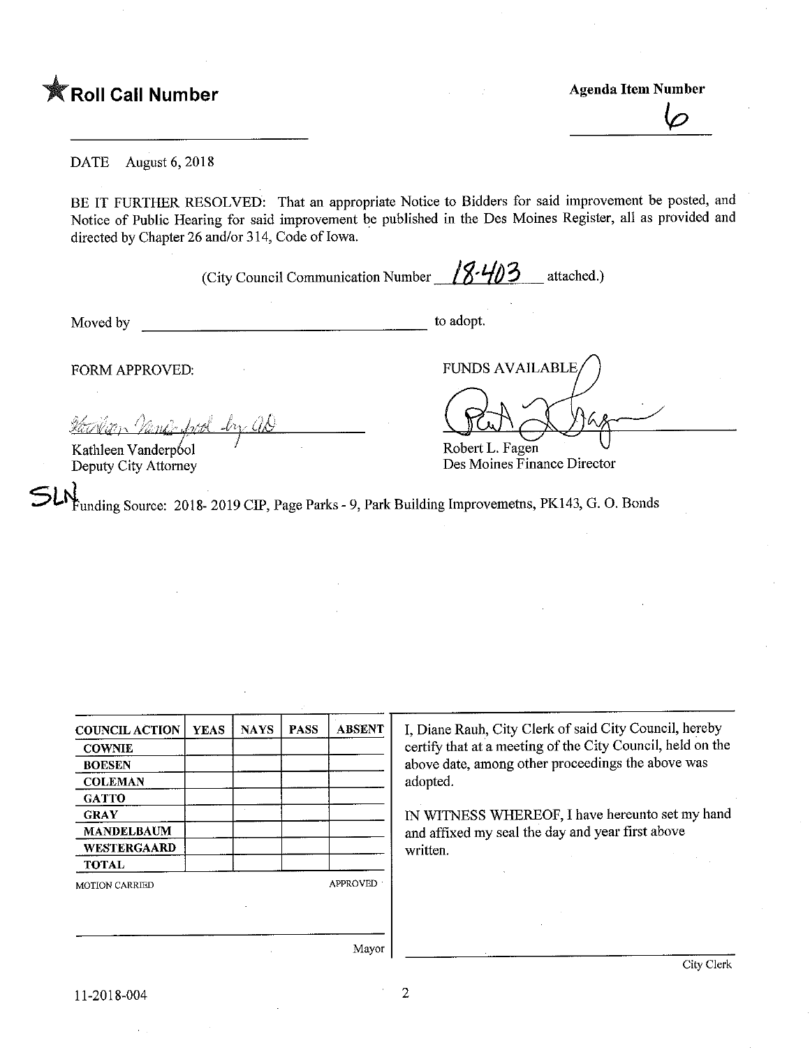★ **Roll Call Number**

**Agenda Item Number**

6

DATE August 6, 2018

BE IT FURTHER RESOLVED: That an appropriate Notice to Bidders for said improvement be posted, and Notice of Public Hearing for said improvement be published in the Des Moines Register, all as provided and directed by Chapter 26 and/or 314, Code of Iowa.

(City Council Communication Number 18-403 attached.)

Moved by ______________________________ to adopt.

FORM APPROVED:

Kathleen Vanderpool
Deputy City Attorney

FUNDS AVAILABLE

Robert L. Fagen
Des Moines Finance Director

SLN Funding Source: 2018- 2019 CIP, Page Parks - 9, Park Building Improvemetns, PK143, G. O. Bonds

| COUNCIL ACTION | YEAS | NAYS | PASS | ABSENT |
|---|---|---|---|---|
| COWNIE | | | | |
| BOESEN | | | | |
| COLEMAN | | | | |
| GATTO | | | | |
| GRAY | | | | |
| MANDELBAUM | | | | |
| WESTERGAARD | | | | |
| TOTAL | | | | |

MOTION CARRIED APPROVED

______________________________ Mayor

I, Diane Rauh, City Clerk of said City Council, hereby certify that at a meeting of the City Council, held on the above date, among other proceedings the above was adopted.

IN WITNESS WHEREOF, I have hereunto set my hand and affixed my seal the day and year first above written.

______________________________ City Clerk

11-2018-004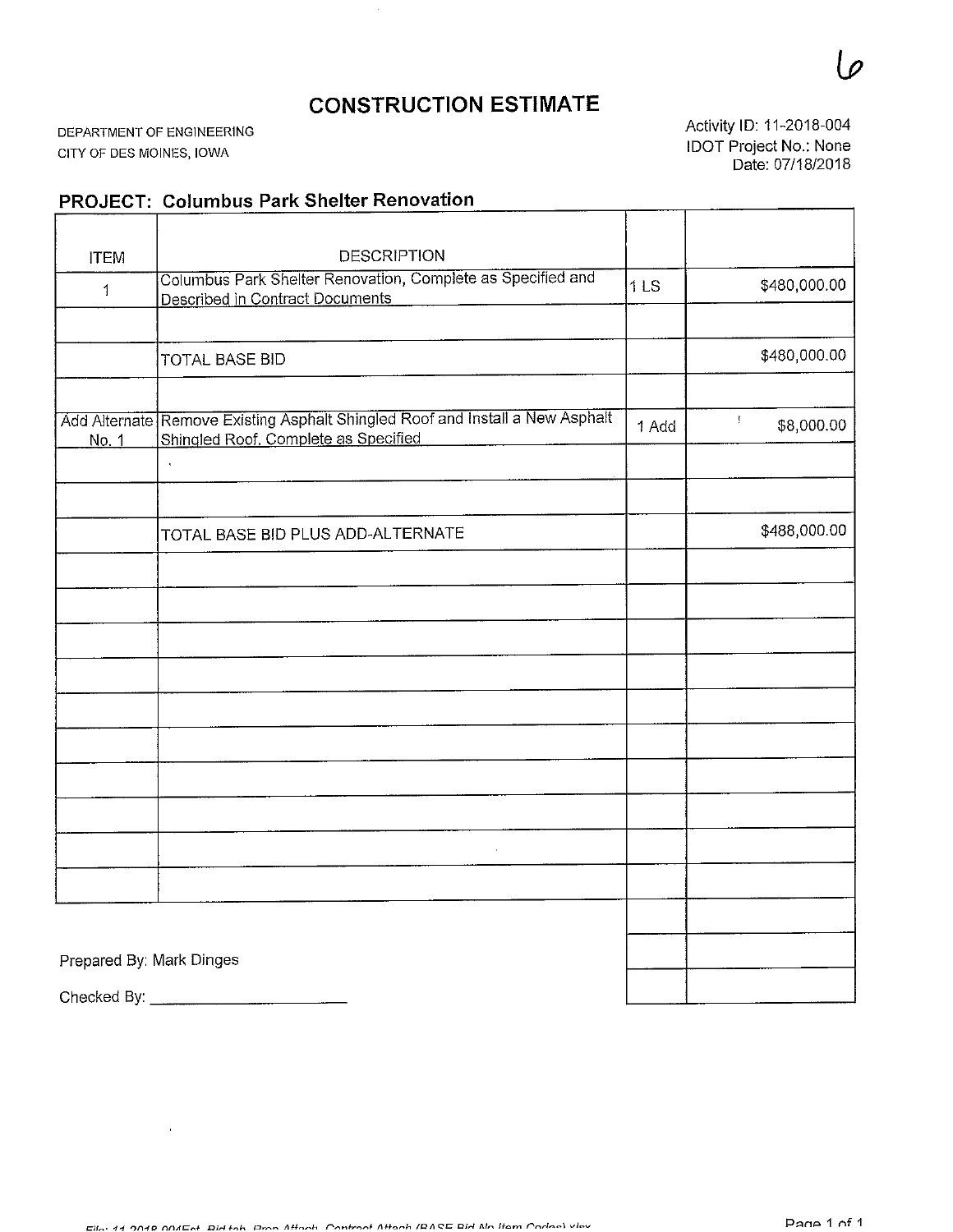6

# CONSTRUCTION ESTIMATE

DEPARTMENT OF ENGINEERING
CITY OF DES MOINES, IOWA

Activity ID: 11-2018-004
IDOT Project No.: None
Date: 07/18/2018

## PROJECT: Columbus Park Shelter Renovation

| ITEM | DESCRIPTION | | |
|---|---|---|---|
| 1 | Columbus Park Shelter Renovation, Complete as Specified and Described in Contract Documents | 1 LS | $480,000.00 |
| | | | |
| | TOTAL BASE BID | | $480,000.00 |
| | | | |
| Add Alternate No. 1 | Remove Existing Asphalt Shingled Roof and Install a New Asphalt Shingled Roof, Complete as Specified | 1 Add | $8,000.00 |
| | | | |
| | | | |
| | TOTAL BASE BID PLUS ADD-ALTERNATE | | $488,000.00 |

Prepared By: Mark Dinges

Checked By: ____________________